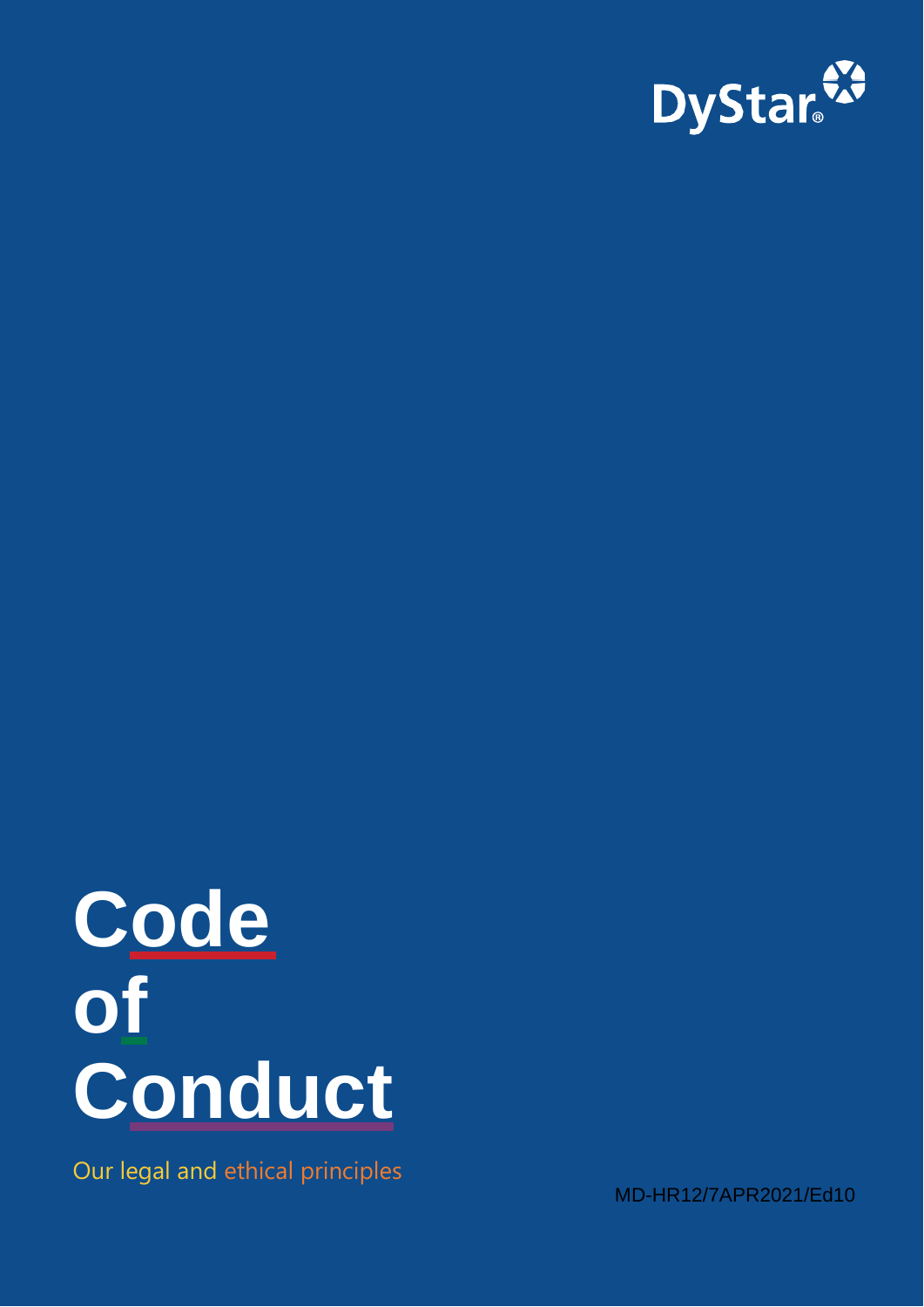DyStar

# Code of Conduct

Our legal and ethical principles

MD-HR12/7APR2021/Ed10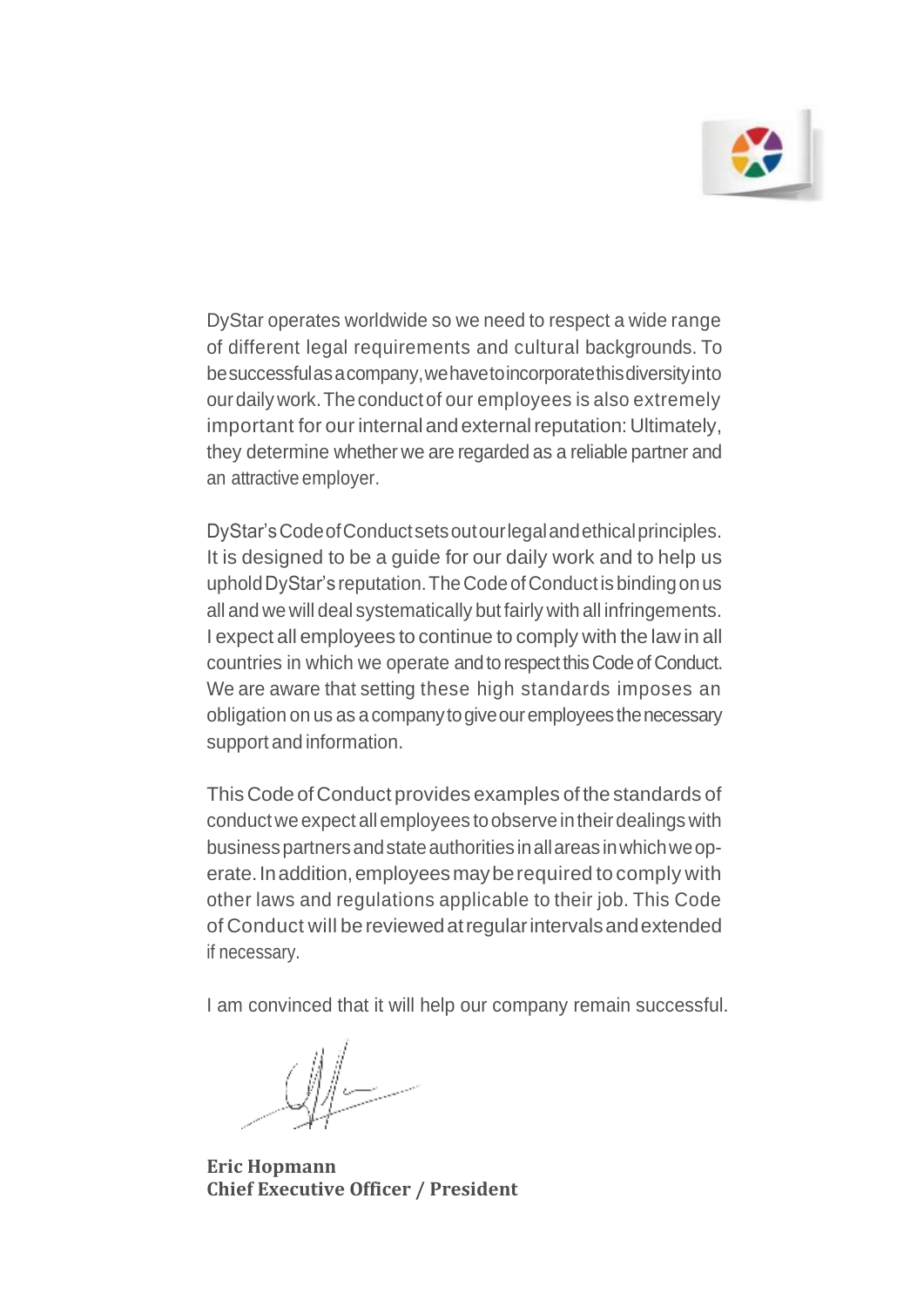DyStar operates worldwide so we need to respect a wide range of different legal requirements and cultural backgrounds. To be successful as a company, we have to incorporate this diversity into our daily work. The conduct of our employees is also extremely important for our internal and external reputation: Ultimately, they determine whether we are regarded as a reliable partner and an attractive employer.

DyStar's Code of Conduct sets out our legal and ethical principles. It is designed to be a guide for our daily work and to help us uphold DyStar's reputation. The Code of Conduct is binding on us all and we will deal systematically but fairly with all infringements. I expect all employees to continue to comply with the law in all countries in which we operate and to respect this Code of Conduct. We are aware that setting these high standards imposes an obligation on us as a company to give our employees the necessary support and information.

This Code of Conduct provides examples of the standards of conduct we expect all employees to observe in their dealings with business partners and state authorities in all areas in which we operate. In addition, employees may be required to comply with other laws and regulations applicable to their job. This Code of Conduct will be reviewed at regular intervals and extended if necessary.

I am convinced that it will help our company remain successful.

**Eric Hopmann**
**Chief Executive Officer / President**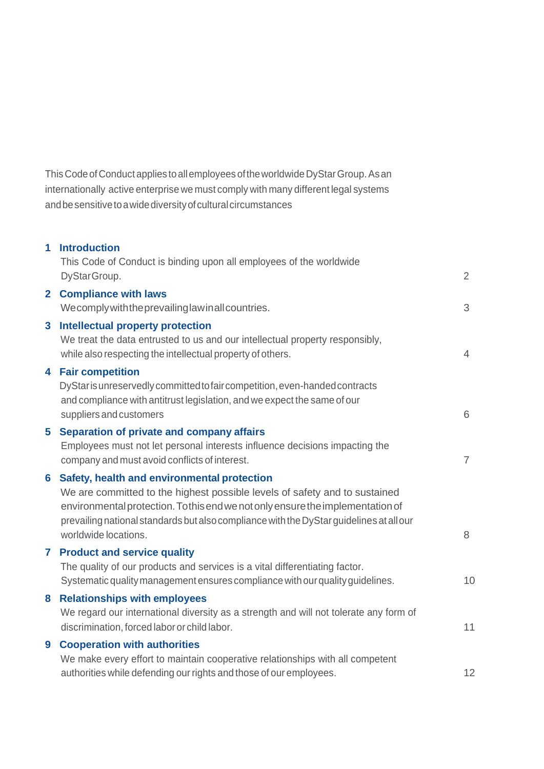This Code of Conduct applies to all employees of the worldwide DyStar Group. As an internationally active enterprise we must comply with many different legal systems and be sensitive to a wide diversity of cultural circumstances

| | | |
|---|---|---|
| **1** | **Introduction**<br>This Code of Conduct is binding upon all employees of the worldwide DyStar Group. | 2 |
| **2** | **Compliance with laws**<br>We comply with the prevailing law in all countries. | 3 |
| **3** | **Intellectual property protection**<br>We treat the data entrusted to us and our intellectual property responsibly, while also respecting the intellectual property of others. | 4 |
| **4** | **Fair competition**<br>DyStar is unreservedly committed to fair competition, even-handed contracts and compliance with antitrust legislation, and we expect the same of our suppliers and customers | 6 |
| **5** | **Separation of private and company affairs**<br>Employees must not let personal interests influence decisions impacting the company and must avoid conflicts of interest. | 7 |
| **6** | **Safety, health and environmental protection**<br>We are committed to the highest possible levels of safety and to sustained environmental protection. To this end we not only ensure the implementation of prevailing national standards but also compliance with the DyStar guidelines at all our worldwide locations. | 8 |
| **7** | **Product and service quality**<br>The quality of our products and services is a vital differentiating factor. Systematic quality management ensures compliance with our quality guidelines. | 10 |
| **8** | **Relationships with employees**<br>We regard our international diversity as a strength and will not tolerate any form of discrimination, forced labor or child labor. | 11 |
| **9** | **Cooperation with authorities**<br>We make every effort to maintain cooperative relationships with all competent authorities while defending our rights and those of our employees. | 12 |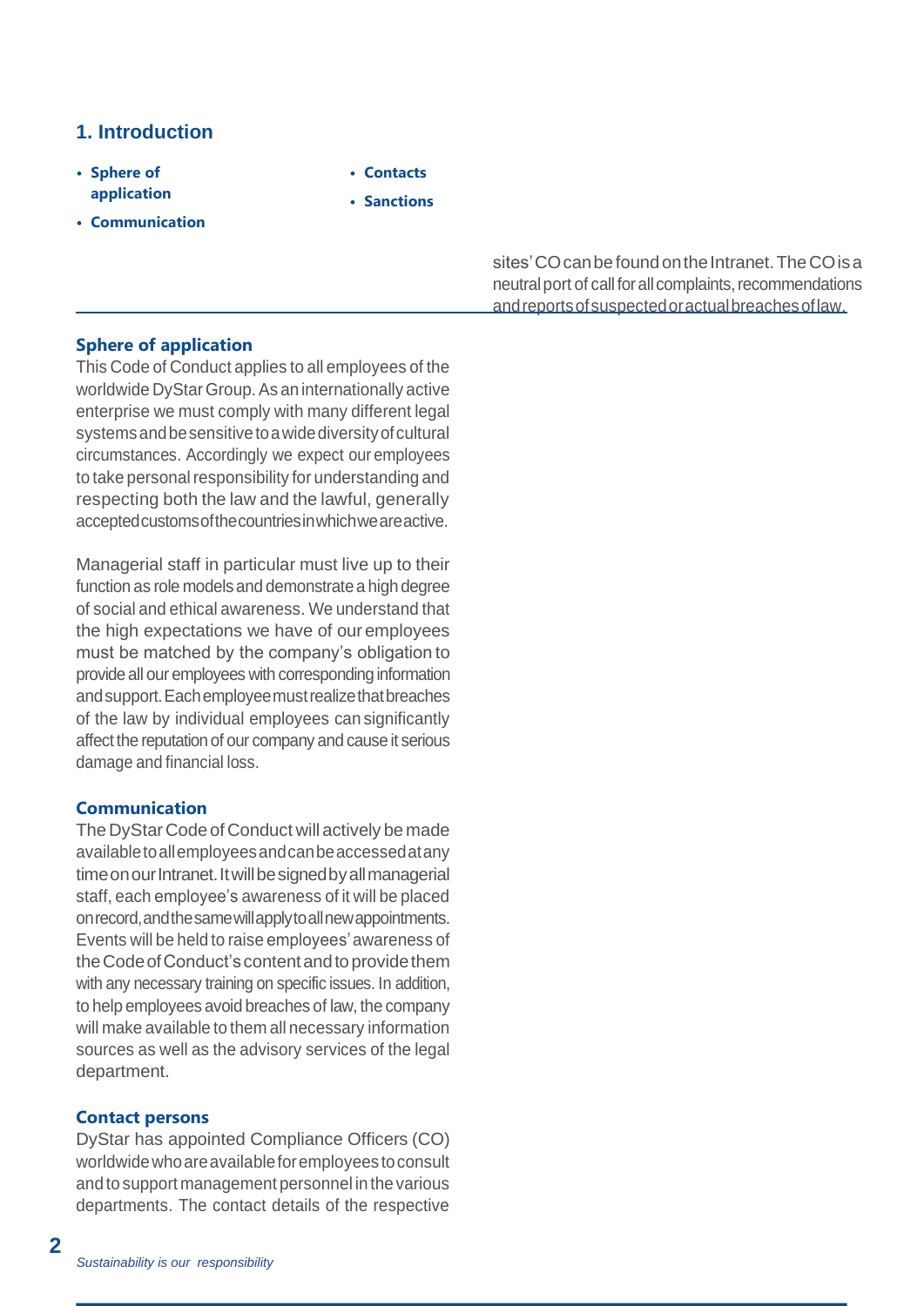## 1. Introduction

- **Sphere of application**
- **Communication**
- **Contacts**
- **Sanctions**

### Sphere of application

This Code of Conduct applies to all employees of the worldwide DyStar Group. As an internationally active enterprise we must comply with many different legal systems and be sensitive to a wide diversity of cultural circumstances. Accordingly we expect our employees to take personal responsibility for understanding and respecting both the law and the lawful, generally accepted customs of the countries in which we are active.

Managerial staff in particular must live up to their function as role models and demonstrate a high degree of social and ethical awareness. We understand that the high expectations we have of our employees must be matched by the company's obligation to provide all our employees with corresponding information and support. Each employee must realize that breaches of the law by individual employees can significantly affect the reputation of our company and cause it serious damage and financial loss.

### Communication

The DyStar Code of Conduct will actively be made available to all employees and can be accessed at any time on our Intranet. It will be signed by all managerial staff, each employee's awareness of it will be placed on record, and the same will apply to all new appointments. Events will be held to raise employees' awareness of the Code of Conduct's content and to provide them with any necessary training on specific issues. In addition, to help employees avoid breaches of law, the company will make available to them all necessary information sources as well as the advisory services of the legal department.

### Contact persons

DyStar has appointed Compliance Officers (CO) worldwide who are available for employees to consult and to support management personnel in the various departments. The contact details of the respective sites' CO can be found on the Intranet. The CO is a neutral port of call for all complaints, recommendations and reports of suspected or actual breaches of law.

*Sustainability is our responsibility*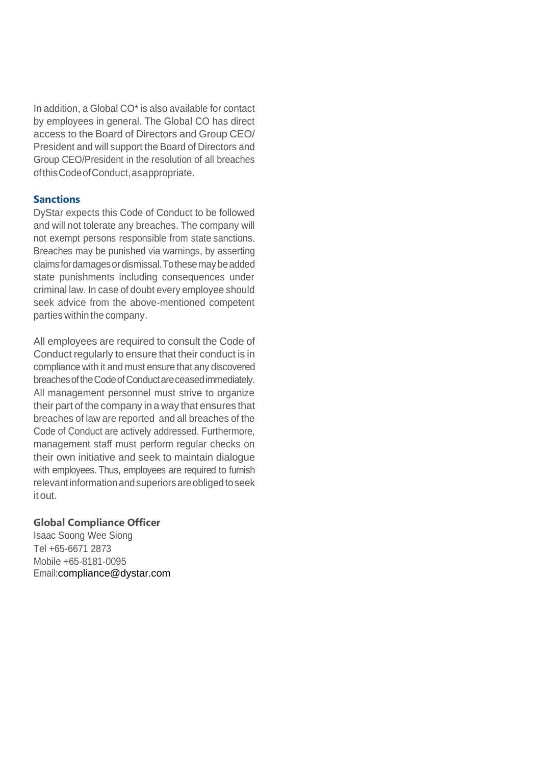In addition, a Global CO* is also available for contact by employees in general. The Global CO has direct access to the Board of Directors and Group CEO/ President and will support the Board of Directors and Group CEO/President in the resolution of all breaches of this Code of Conduct, as appropriate.

## Sanctions

DyStar expects this Code of Conduct to be followed and will not tolerate any breaches. The company will not exempt persons responsible from state sanctions. Breaches may be punished via warnings, by asserting claims for damages or dismissal. To these may be added state punishments including consequences under criminal law. In case of doubt every employee should seek advice from the above-mentioned competent parties within the company.

All employees are required to consult the Code of Conduct regularly to ensure that their conduct is in compliance with it and must ensure that any discovered breaches of the Code of Conduct are ceased immediately. All management personnel must strive to organize their part of the company in a way that ensures that breaches of law are reported and all breaches of the Code of Conduct are actively addressed. Furthermore, management staff must perform regular checks on their own initiative and seek to maintain dialogue with employees. Thus, employees are required to furnish relevant information and superiors are obliged to seek it out.

**Global Compliance Officer**
Isaac Soong Wee Siong
Tel +65-6671 2873
Mobile +65-8181-0095
Email:compliance@dystar.com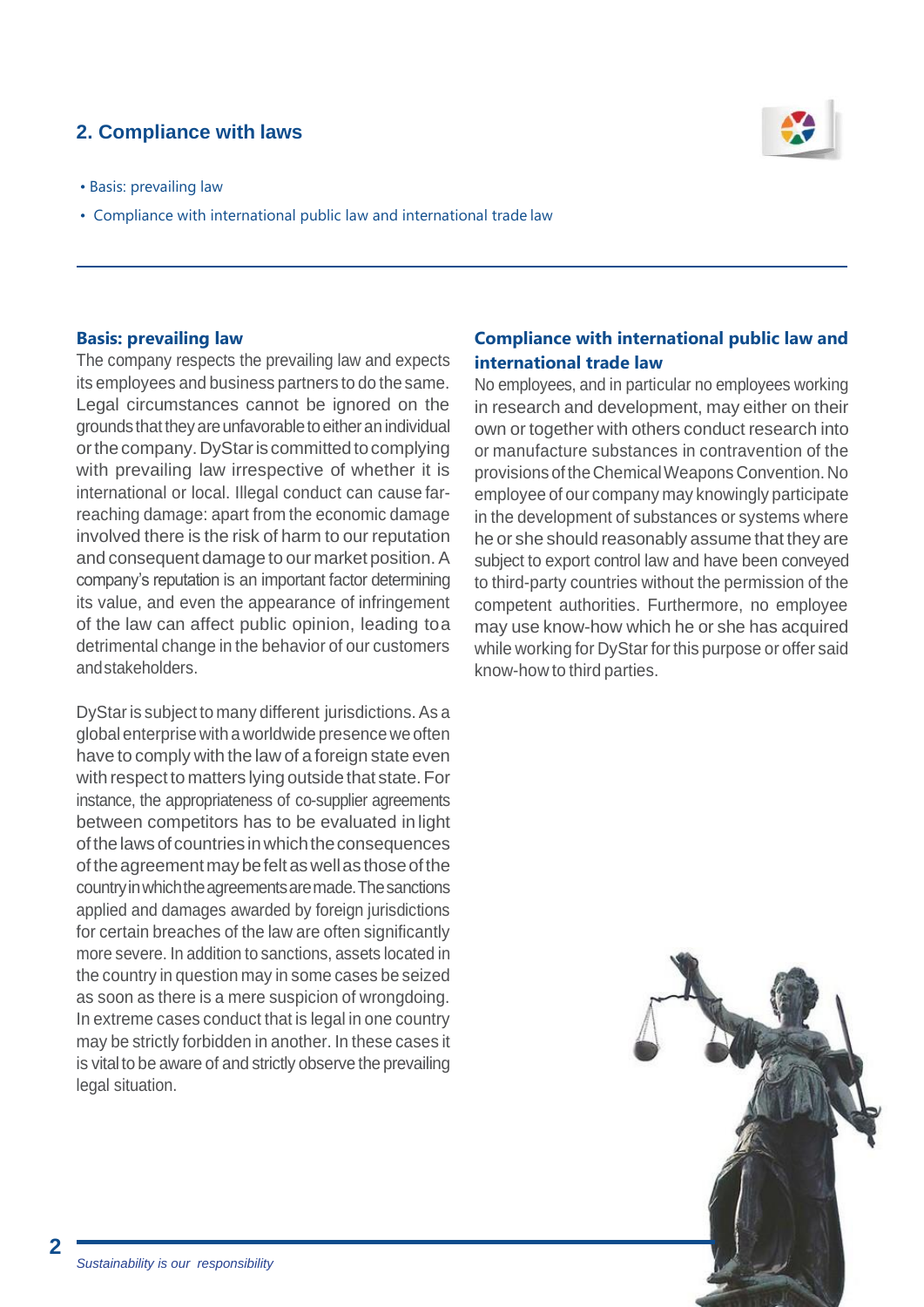## 2. Compliance with laws

- Basis: prevailing law
- Compliance with international public law and international trade law

### Basis: prevailing law

The company respects the prevailing law and expects its employees and business partners to do the same. Legal circumstances cannot be ignored on the grounds that they are unfavorable to either an individual or the company. DyStar is committed to complying with prevailing law irrespective of whether it is international or local. Illegal conduct can cause far-reaching damage: apart from the economic damage involved there is the risk of harm to our reputation and consequent damage to our market position. A company's reputation is an important factor determining its value, and even the appearance of infringement of the law can affect public opinion, leading to a detrimental change in the behavior of our customers and stakeholders.

DyStar is subject to many different jurisdictions. As a global enterprise with a worldwide presence we often have to comply with the law of a foreign state even with respect to matters lying outside that state. For instance, the appropriateness of co-supplier agreements between competitors has to be evaluated in light of the laws of countries in which the consequences of the agreement may be felt as well as those of the country in which the agreements are made. The sanctions applied and damages awarded by foreign jurisdictions for certain breaches of the law are often significantly more severe. In addition to sanctions, assets located in the country in question may in some cases be seized as soon as there is a mere suspicion of wrongdoing. In extreme cases conduct that is legal in one country may be strictly forbidden in another. In these cases it is vital to be aware of and strictly observe the prevailing legal situation.

### Compliance with international public law and international trade law

No employees, and in particular no employees working in research and development, may either on their own or together with others conduct research into or manufacture substances in contravention of the provisions of the Chemical Weapons Convention. No employee of our company may knowingly participate in the development of substances or systems where he or she should reasonably assume that they are subject to export control law and have been conveyed to third-party countries without the permission of the competent authorities. Furthermore, no employee may use know-how which he or she has acquired while working for DyStar for this purpose or offer said know-how to third parties.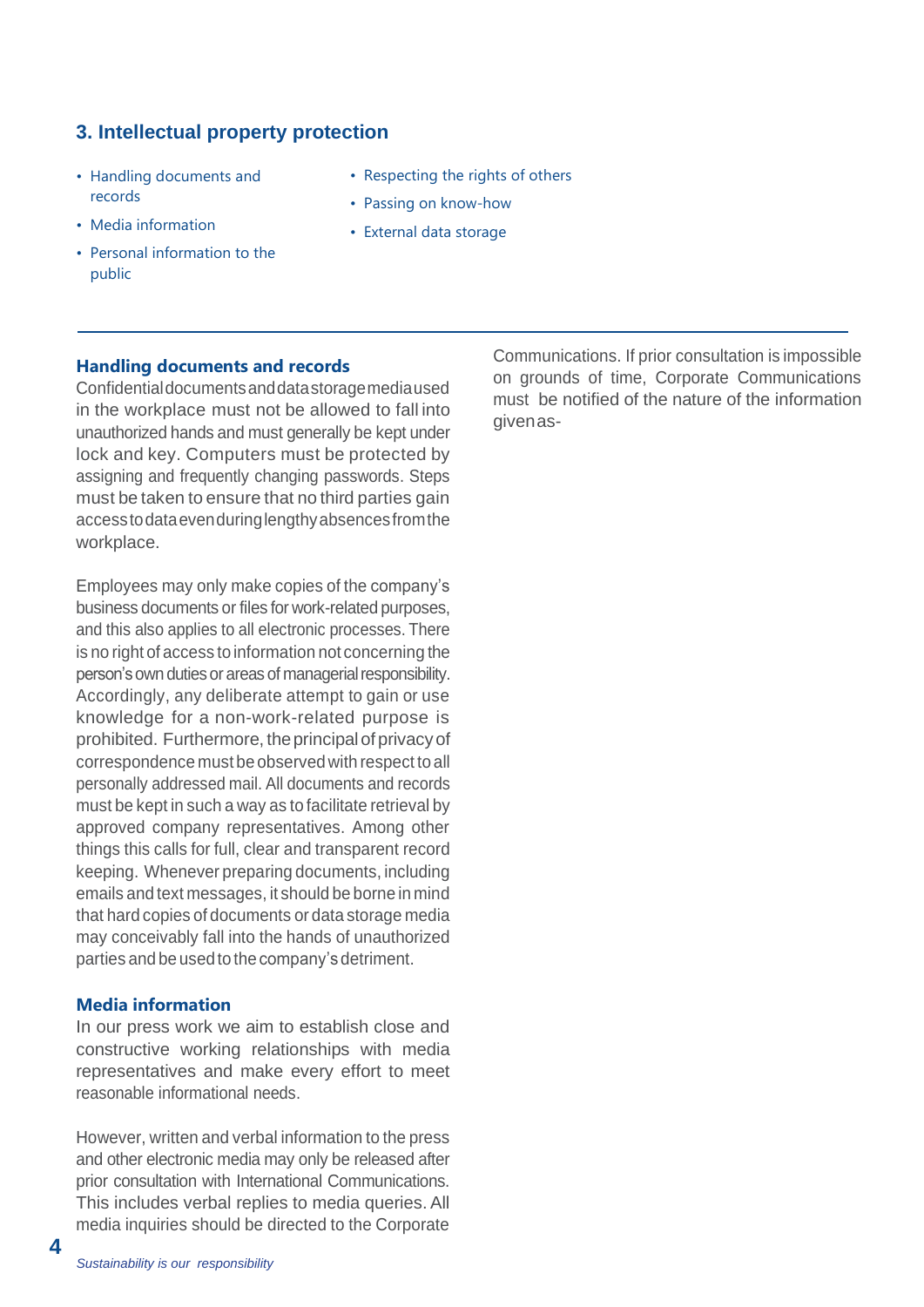## 3. Intellectual property protection

- Handling documents and records
- Media information
- Personal information to the public
- Respecting the rights of others
- Passing on know-how
- External data storage

---

### Handling documents and records

Confidential documents and data storage media used in the workplace must not be allowed to fall into unauthorized hands and must generally be kept under lock and key. Computers must be protected by assigning and frequently changing passwords. Steps must be taken to ensure that no third parties gain access to data even during lengthy absences from the workplace.

Employees may only make copies of the company's business documents or files for work-related purposes, and this also applies to all electronic processes. There is no right of access to information not concerning the person's own duties or areas of managerial responsibility. Accordingly, any deliberate attempt to gain or use knowledge for a non-work-related purpose is prohibited. Furthermore, the principal of privacy of correspondence must be observed with respect to all personally addressed mail. All documents and records must be kept in such a way as to facilitate retrieval by approved company representatives. Among other things this calls for full, clear and transparent record keeping. Whenever preparing documents, including emails and text messages, it should be borne in mind that hard copies of documents or data storage media may conceivably fall into the hands of unauthorized parties and be used to the company's detriment.

### Media information

In our press work we aim to establish close and constructive working relationships with media representatives and make every effort to meet reasonable informational needs.

However, written and verbal information to the press and other electronic media may only be released after prior consultation with International Communications. This includes verbal replies to media queries. All media inquiries should be directed to the Corporate Communications. If prior consultation is impossible on grounds of time, Corporate Communications must be notified of the nature of the information given as-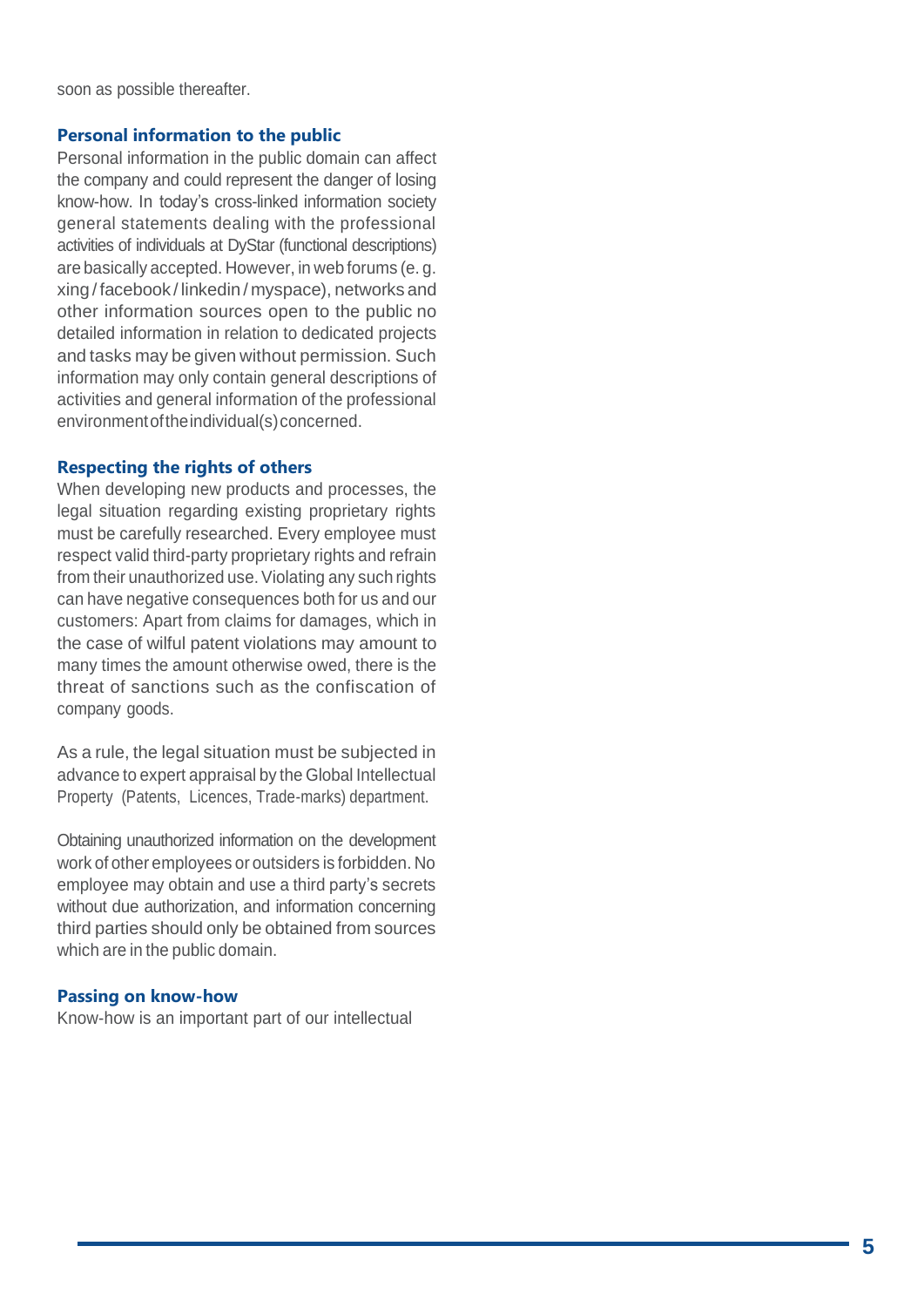soon as possible thereafter.

### Personal information to the public

Personal information in the public domain can affect the company and could represent the danger of losing know-how. In today's cross-linked information society general statements dealing with the professional activities of individuals at DyStar (functional descriptions) are basically accepted. However, in web forums (e. g. xing / facebook / linkedin / myspace), networks and other information sources open to the public no detailed information in relation to dedicated projects and tasks may be given without permission. Such information may only contain general descriptions of activities and general information of the professional environment of the individual(s) concerned.

### Respecting the rights of others

When developing new products and processes, the legal situation regarding existing proprietary rights must be carefully researched. Every employee must respect valid third-party proprietary rights and refrain from their unauthorized use. Violating any such rights can have negative consequences both for us and our customers: Apart from claims for damages, which in the case of wilful patent violations may amount to many times the amount otherwise owed, there is the threat of sanctions such as the confiscation of company goods.

As a rule, the legal situation must be subjected in advance to expert appraisal by the Global Intellectual Property (Patents, Licences, Trade-marks) department.

Obtaining unauthorized information on the development work of other employees or outsiders is forbidden. No employee may obtain and use a third party's secrets without due authorization, and information concerning third parties should only be obtained from sources which are in the public domain.

### Passing on know-how

Know-how is an important part of our intellectual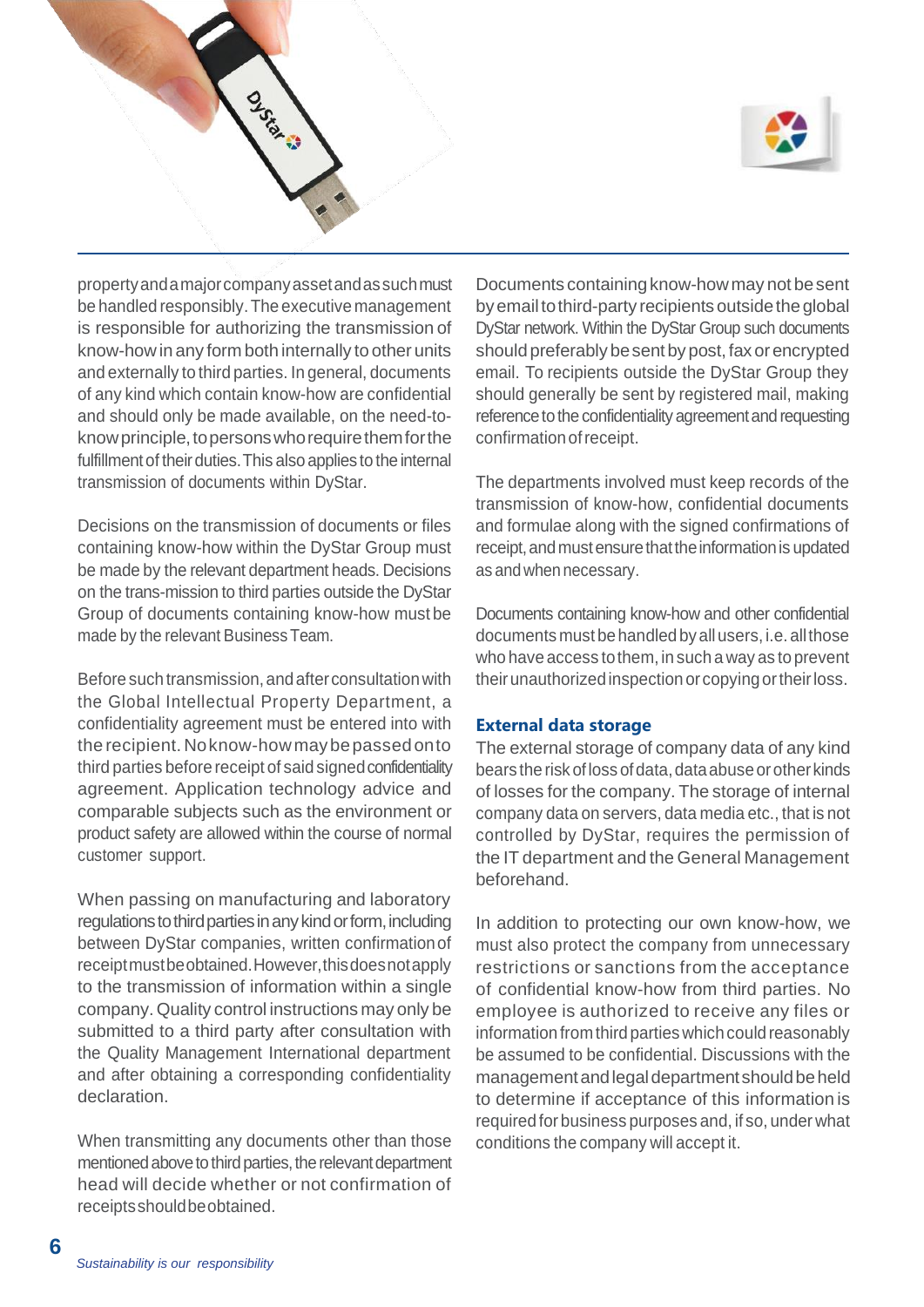property and a major company asset and as such must be handled responsibly. The executive management is responsible for authorizing the transmission of know-how in any form both internally to other units and externally to third parties. In general, documents of any kind which contain know-how are confidential and should only be made available, on the need-to-know principle, to persons who require them for the fulfillment of their duties. This also applies to the internal transmission of documents within DyStar.

Decisions on the transmission of documents or files containing know-how within the DyStar Group must be made by the relevant department heads. Decisions on the trans-mission to third parties outside the DyStar Group of documents containing know-how must be made by the relevant Business Team.

Before such transmission, and after consultation with the Global Intellectual Property Department, a confidentiality agreement must be entered into with the recipient. No know-how may be passed on to third parties before receipt of said signed confidentiality agreement. Application technology advice and comparable subjects such as the environment or product safety are allowed within the course of normal customer support.

When passing on manufacturing and laboratory regulations to third parties in any kind or form, including between DyStar companies, written confirmation of receipt must be obtained. However, this does not apply to the transmission of information within a single company. Quality control instructions may only be submitted to a third party after consultation with the Quality Management International department and after obtaining a corresponding confidentiality declaration.

When transmitting any documents other than those mentioned above to third parties, the relevant department head will decide whether or not confirmation of receipts should be obtained.

Documents containing know-how may not be sent by email to third-party recipients outside the global DyStar network. Within the DyStar Group such documents should preferably be sent by post, fax or encrypted email. To recipients outside the DyStar Group they should generally be sent by registered mail, making reference to the confidentiality agreement and requesting confirmation of receipt.

The departments involved must keep records of the transmission of know-how, confidential documents and formulae along with the signed confirmations of receipt, and must ensure that the information is updated as and when necessary.

Documents containing know-how and other confidential documents must be handled by all users, i.e. all those who have access to them, in such a way as to prevent their unauthorized inspection or copying or their loss.

### External data storage

The external storage of company data of any kind bears the risk of loss of data, data abuse or other kinds of losses for the company. The storage of internal company data on servers, data media etc., that is not controlled by DyStar, requires the permission of the IT department and the General Management beforehand.

In addition to protecting our own know-how, we must also protect the company from unnecessary restrictions or sanctions from the acceptance of confidential know-how from third parties. No employee is authorized to receive any files or information from third parties which could reasonably be assumed to be confidential. Discussions with the management and legal department should be held to determine if acceptance of this information is required for business purposes and, if so, under what conditions the company will accept it.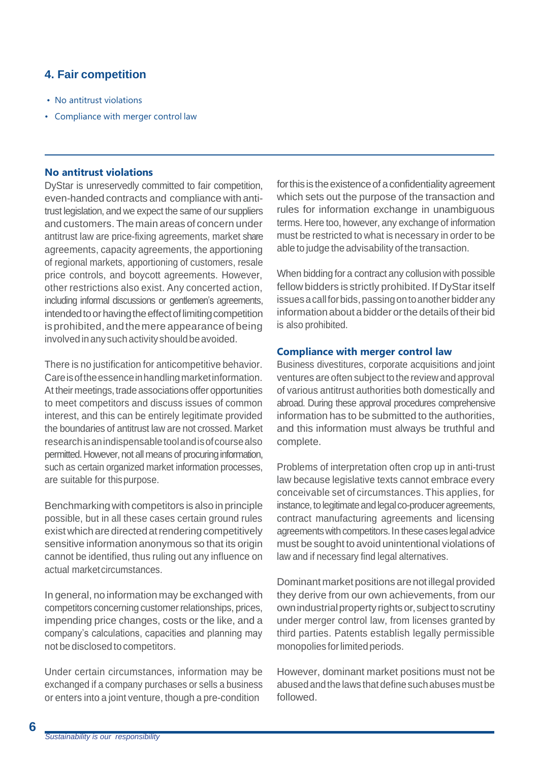## 4. Fair competition

- No antitrust violations
- Compliance with merger control law

### No antitrust violations

DyStar is unreservedly committed to fair competition, even-handed contracts and compliance with anti-trust legislation, and we expect the same of our suppliers and customers. The main areas of concern under antitrust law are price-fixing agreements, market share agreements, capacity agreements, the apportioning of regional markets, apportioning of customers, resale price controls, and boycott agreements. However, other restrictions also exist. Any concerted action, including informal discussions or gentlemen's agreements, intended to or having the effect of limiting competition is prohibited, and the mere appearance of being involved in any such activity should be avoided.

There is no justification for anticompetitive behavior. Care is of the essence in handling market information. At their meetings, trade associations offer opportunities to meet competitors and discuss issues of common interest, and this can be entirely legitimate provided the boundaries of antitrust law are not crossed. Market research is an indispensable tool and is of course also permitted. However, not all means of procuring information, such as certain organized market information processes, are suitable for this purpose.

Benchmarking with competitors is also in principle possible, but in all these cases certain ground rules exist which are directed at rendering competitively sensitive information anonymous so that its origin cannot be identified, thus ruling out any influence on actual market circumstances.

In general, no information may be exchanged with competitors concerning customer relationships, prices, impending price changes, costs or the like, and a company's calculations, capacities and planning may not be disclosed to competitors.

Under certain circumstances, information may be exchanged if a company purchases or sells a business or enters into a joint venture, though a pre-condition for this is the existence of a confidentiality agreement which sets out the purpose of the transaction and rules for information exchange in unambiguous terms. Here too, however, any exchange of information must be restricted to what is necessary in order to be able to judge the advisability of the transaction.

When bidding for a contract any collusion with possible fellow bidders is strictly prohibited. If DyStar itself issues a call for bids, passing on to another bidder any information about a bidder or the details of their bid is also prohibited.

### Compliance with merger control law

Business divestitures, corporate acquisitions and joint ventures are often subject to the review and approval of various antitrust authorities both domestically and abroad. During these approval procedures comprehensive information has to be submitted to the authorities, and this information must always be truthful and complete.

Problems of interpretation often crop up in anti-trust law because legislative texts cannot embrace every conceivable set of circumstances. This applies, for instance, to legitimate and legal co-producer agreements, contract manufacturing agreements and licensing agreements with competitors. In these cases legal advice must be sought to avoid unintentional violations of law and if necessary find legal alternatives.

Dominant market positions are not illegal provided they derive from our own achievements, from our own industrial property rights or, subject to scrutiny under merger control law, from licenses granted by third parties. Patents establish legally permissible monopolies for limited periods.

However, dominant market positions must not be abused and the laws that define such abuses must be followed.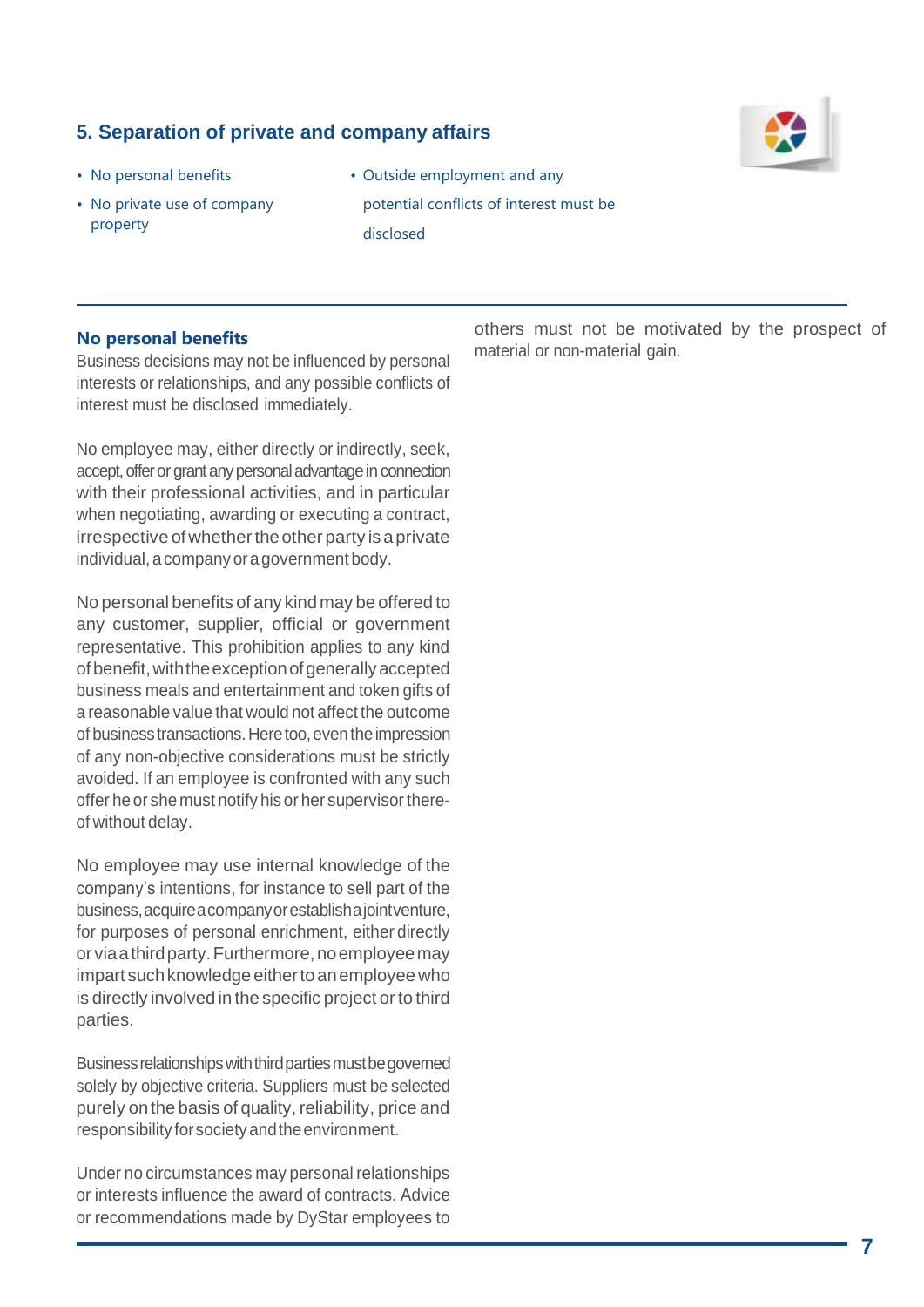## 5. Separation of private and company affairs

- No personal benefits
- No private use of company property
- Outside employment and any potential conflicts of interest must be disclosed

### No personal benefits

Business decisions may not be influenced by personal interests or relationships, and any possible conflicts of interest must be disclosed immediately.

No employee may, either directly or indirectly, seek, accept, offer or grant any personal advantage in connection with their professional activities, and in particular when negotiating, awarding or executing a contract, irrespective of whether the other party is a private individual, a company or a government body.

No personal benefits of any kind may be offered to any customer, supplier, official or government representative. This prohibition applies to any kind of benefit, with the exception of generally accepted business meals and entertainment and token gifts of a reasonable value that would not affect the outcome of business transactions. Here too, even the impression of any non-objective considerations must be strictly avoided. If an employee is confronted with any such offer he or she must notify his or her supervisor thereof without delay.

No employee may use internal knowledge of the company's intentions, for instance to sell part of the business, acquire a company or establish a joint venture, for purposes of personal enrichment, either directly or via a third party. Furthermore, no employee may impart such knowledge either to an employee who is directly involved in the specific project or to third parties.

Business relationships with third parties must be governed solely by objective criteria. Suppliers must be selected purely on the basis of quality, reliability, price and responsibility for society and the environment.

Under no circumstances may personal relationships or interests influence the award of contracts. Advice or recommendations made by DyStar employees to others must not be motivated by the prospect of material or non-material gain.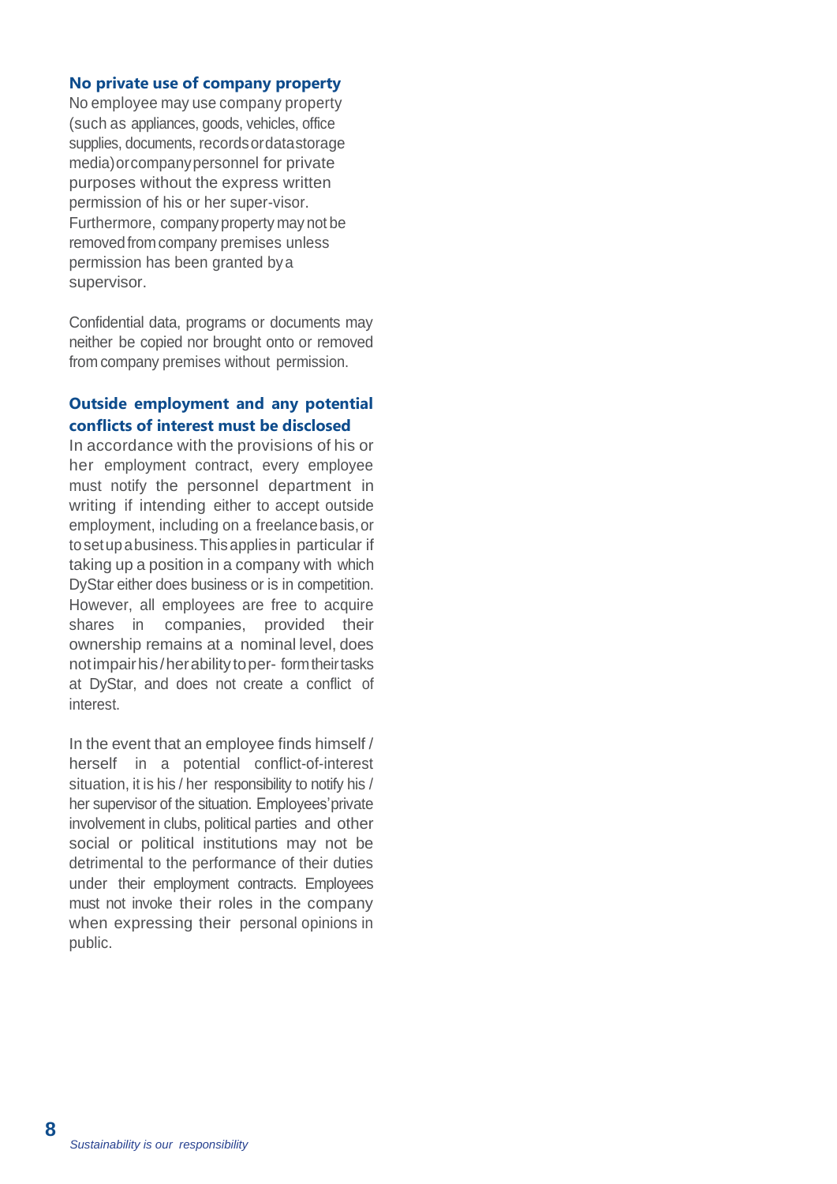### No private use of company property

No employee may use company property (such as appliances, goods, vehicles, office supplies, documents, records or data storage media) or company personnel for private purposes without the express written permission of his or her super-visor. Furthermore, company property may not be removed from company premises unless permission has been granted by a supervisor.

Confidential data, programs or documents may neither be copied nor brought onto or removed from company premises without permission.

### Outside employment and any potential conflicts of interest must be disclosed

In accordance with the provisions of his or her employment contract, every employee must notify the personnel department in writing if intending either to accept outside employment, including on a freelance basis, or to set up a business. This applies in particular if taking up a position in a company with which DyStar either does business or is in competition. However, all employees are free to acquire shares in companies, provided their ownership remains at a nominal level, does not impair his / her ability to per- form their tasks at DyStar, and does not create a conflict of interest.

In the event that an employee finds himself / herself in a potential conflict-of-interest situation, it is his / her responsibility to notify his / her supervisor of the situation. Employees' private involvement in clubs, political parties and other social or political institutions may not be detrimental to the performance of their duties under their employment contracts. Employees must not invoke their roles in the company when expressing their personal opinions in public.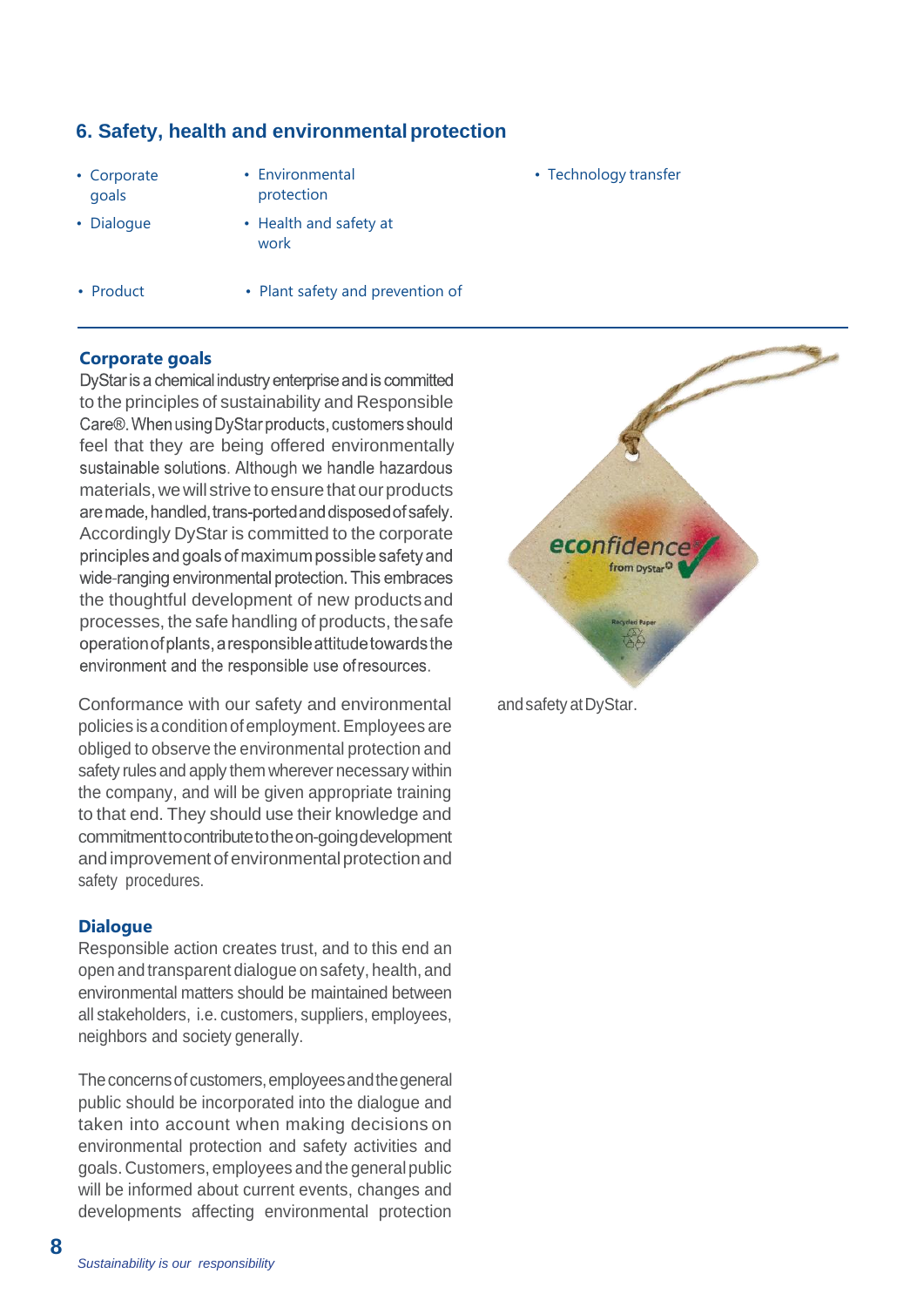## 6. Safety, health and environmental protection

- Corporate goals
- Dialogue
- Product
- Environmental protection
- Health and safety at work
- Plant safety and prevention of
- Technology transfer

### Corporate goals

DyStar is a chemical industry enterprise and is committed to the principles of sustainability and Responsible Care®. When using DyStar products, customers should feel that they are being offered environmentally sustainable solutions. Although we handle hazardous materials, we will strive to ensure that our products are made, handled, trans-ported and disposed of safely. Accordingly DyStar is committed to the corporate principles and goals of maximum possible safety and wide-ranging environmental protection. This embraces the thoughtful development of new products and processes, the safe handling of products, the safe operation of plants, a responsible attitude towards the environment and the responsible use of resources.

Conformance with our safety and environmental policies is a condition of employment. Employees are obliged to observe the environmental protection and safety rules and apply them wherever necessary within the company, and will be given appropriate training to that end. They should use their knowledge and commitment to contribute to the on-going development and improvement of environmental protection and safety procedures.

### Dialogue

Responsible action creates trust, and to this end an open and transparent dialogue on safety, health, and environmental matters should be maintained between all stakeholders, i.e. customers, suppliers, employees, neighbors and society generally.

The concerns of customers, employees and the general public should be incorporated into the dialogue and taken into account when making decisions on environmental protection and safety activities and goals. Customers, employees and the general public will be informed about current events, changes and developments affecting environmental protection and safety at DyStar.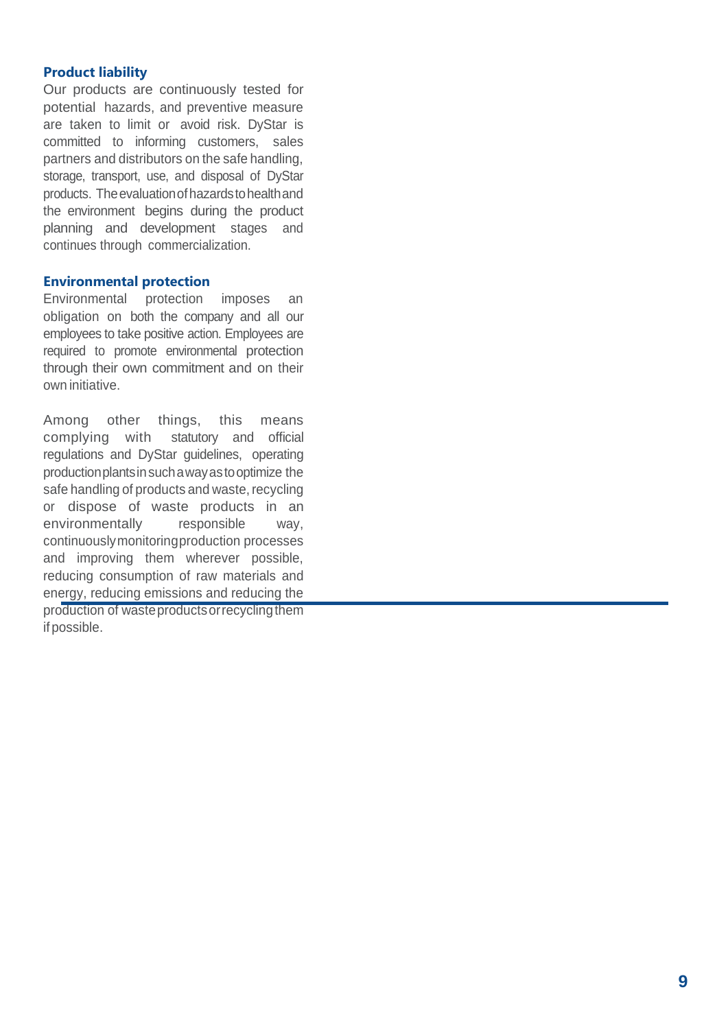### Product liability

Our products are continuously tested for potential hazards, and preventive measure are taken to limit or avoid risk. DyStar is committed to informing customers, sales partners and distributors on the safe handling, storage, transport, use, and disposal of DyStar products. The evaluation of hazards to health and the environment begins during the product planning and development stages and continues through commercialization.

### Environmental protection

Environmental protection imposes an obligation on both the company and all our employees to take positive action. Employees are required to promote environmental protection through their own commitment and on their own initiative.

Among other things, this means complying with statutory and official regulations and DyStar guidelines, operating production plants in such a way as to optimize the safe handling of products and waste, recycling or dispose of waste products in an environmentally responsible way, continuously monitoring production processes and improving them wherever possible, reducing consumption of raw materials and energy, reducing emissions and reducing the production of waste products or recycling them if possible.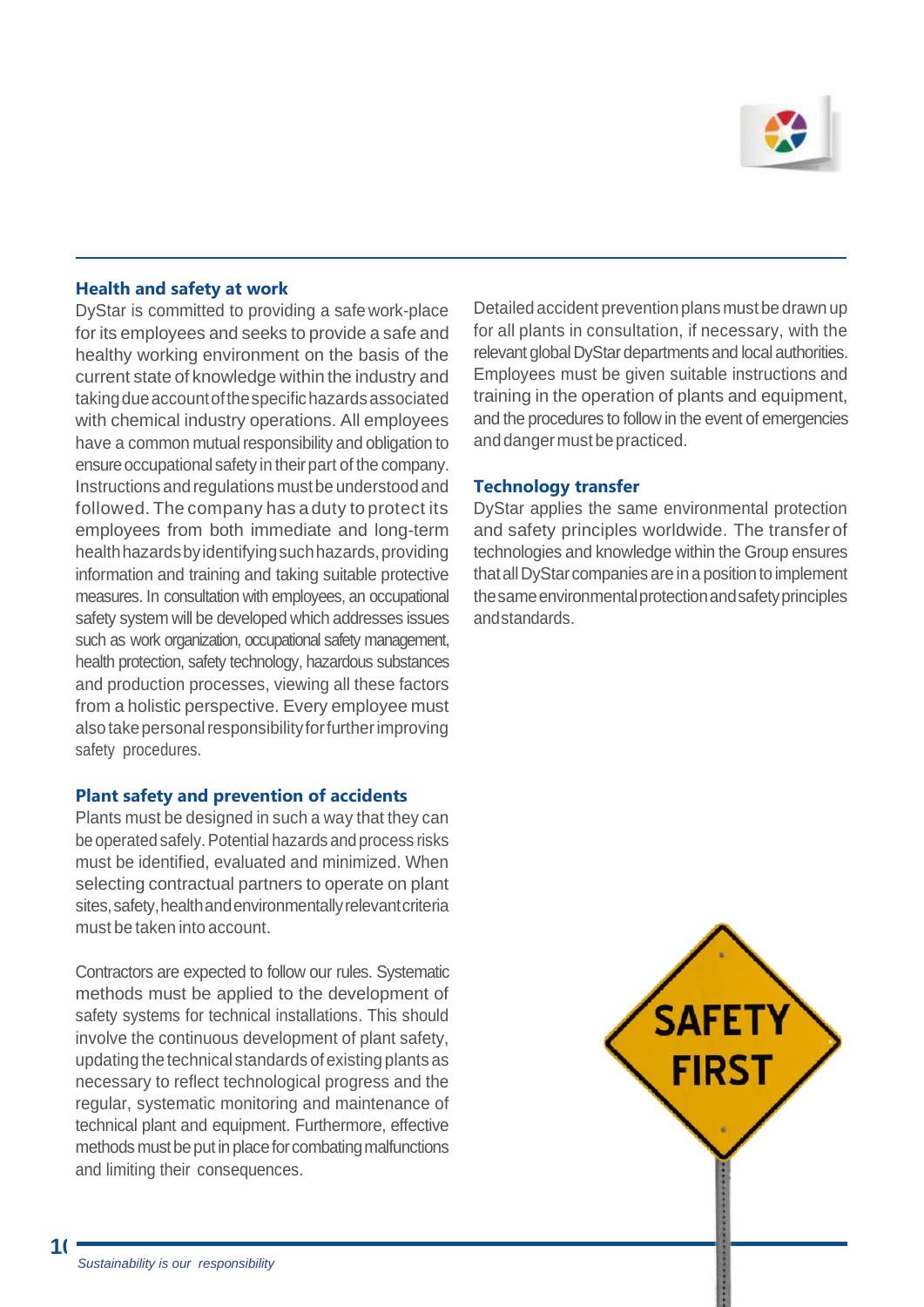### Health and safety at work

DyStar is committed to providing a safe work-place for its employees and seeks to provide a safe and healthy working environment on the basis of the current state of knowledge within the industry and taking due account of the specific hazards associated with chemical industry operations. All employees have a common mutual responsibility and obligation to ensure occupational safety in their part of the company. Instructions and regulations must be understood and followed. The company has a duty to protect its employees from both immediate and long-term health hazards by identifying such hazards, providing information and training and taking suitable protective measures. In consultation with employees, an occupational safety system will be developed which addresses issues such as work organization, occupational safety management, health protection, safety technology, hazardous substances and production processes, viewing all these factors from a holistic perspective. Every employee must also take personal responsibility for further improving safety procedures.

### Plant safety and prevention of accidents

Plants must be designed in such a way that they can be operated safely. Potential hazards and process risks must be identified, evaluated and minimized. When selecting contractual partners to operate on plant sites, safety, health and environmentally relevant criteria must be taken into account.

Contractors are expected to follow our rules. Systematic methods must be applied to the development of safety systems for technical installations. This should involve the continuous development of plant safety, updating the technical standards of existing plants as necessary to reflect technological progress and the regular, systematic monitoring and maintenance of technical plant and equipment. Furthermore, effective methods must be put in place for combating malfunctions and limiting their consequences.

Detailed accident prevention plans must be drawn up for all plants in consultation, if necessary, with the relevant global DyStar departments and local authorities. Employees must be given suitable instructions and training in the operation of plants and equipment, and the procedures to follow in the event of emergencies and danger must be practiced.

### Technology transfer

DyStar applies the same environmental protection and safety principles worldwide. The transfer of technologies and knowledge within the Group ensures that all DyStar companies are in a position to implement the same environmental protection and safety principles and standards.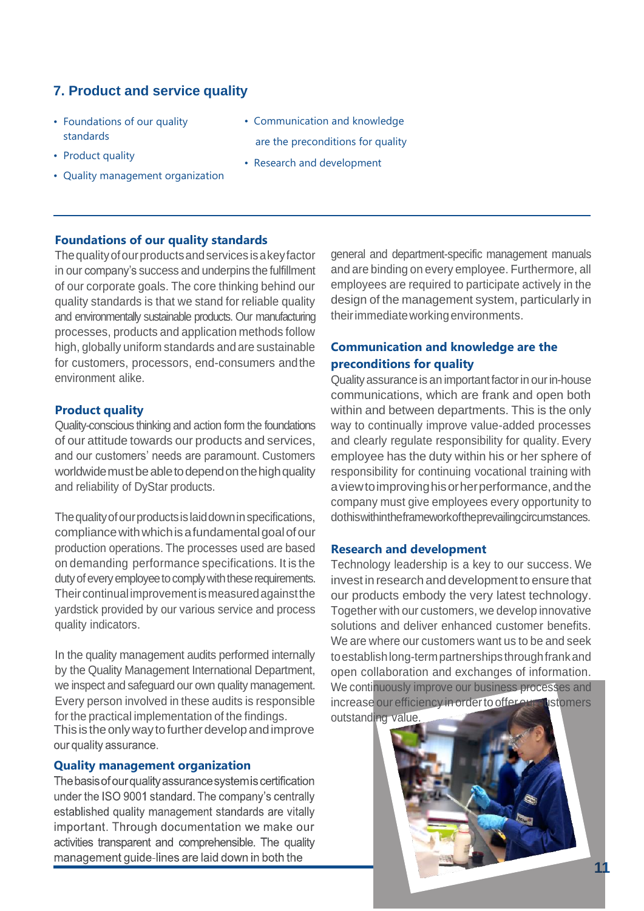## 7. Product and service quality

- Foundations of our quality standards
- Product quality
- Quality management organization
- Communication and knowledge are the preconditions for quality
- Research and development

### Foundations of our quality standards

The quality of our products and services is a key factor in our company's success and underpins the fulfillment of our corporate goals. The core thinking behind our quality standards is that we stand for reliable quality and environmentally sustainable products. Our manufacturing processes, products and application methods follow high, globally uniform standards and are sustainable for customers, processors, end-consumers and the environment alike.

### Product quality

Quality-conscious thinking and action form the foundations of our attitude towards our products and services, and our customers' needs are paramount. Customers worldwide must be able to depend on the high quality and reliability of DyStar products.

The quality of our products is laid down in specifications, compliance with which is a fundamental goal of our production operations. The processes used are based on demanding performance specifications. It is the duty of every employee to comply with these requirements. Their continual improvement is measured against the yardstick provided by our various service and process quality indicators.

In the quality management audits performed internally by the Quality Management International Department, we inspect and safeguard our own quality management. Every person involved in these audits is responsible for the practical implementation of the findings. This is the only way to further develop and improve our quality assurance.

### Quality management organization

The basis of our quality assurance system is certification under the ISO 9001 standard. The company's centrally established quality management standards are vitally important. Through documentation we make our activities transparent and comprehensible. The quality management guide-lines are laid down in both the general and department-specific management manuals and are binding on every employee. Furthermore, all employees are required to participate actively in the design of the management system, particularly in their immediate working environments.

### Communication and knowledge are the preconditions for quality

Quality assurance is an important factor in our in-house communications, which are frank and open both within and between departments. This is the only way to continually improve value-added processes and clearly regulate responsibility for quality. Every employee has the duty within his or her sphere of responsibility for continuing vocational training with a view to improving his or her performance, and the company must give employees every opportunity to do this within the framework of the prevailing circumstances.

### Research and development

Technology leadership is a key to our success. We invest in research and development to ensure that our products embody the very latest technology. Together with our customers, we develop innovative solutions and deliver enhanced customer benefits. We are where our customers want us to be and seek to establish long-term partnerships through frank and open collaboration and exchanges of information. We continuously improve our business processes and increase our efficiency in order to offer our customers outstanding value.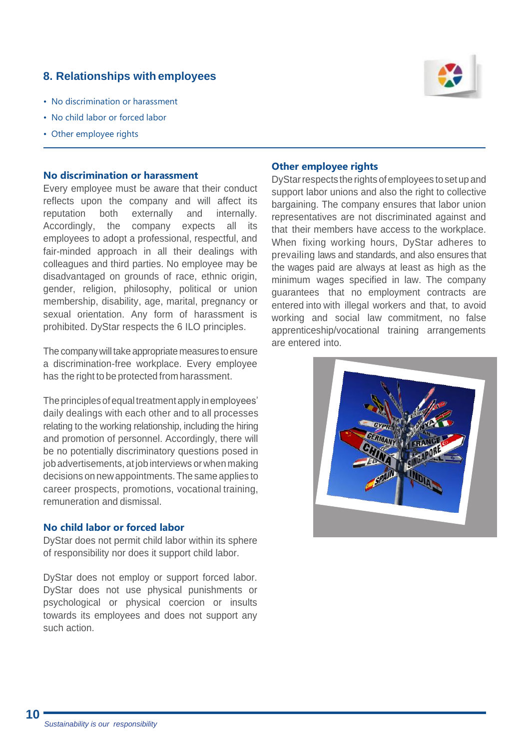## 8. Relationships with employees

- No discrimination or harassment
- No child labor or forced labor
- Other employee rights

### No discrimination or harassment

Every employee must be aware that their conduct reflects upon the company and will affect its reputation both externally and internally. Accordingly, the company expects all its employees to adopt a professional, respectful, and fair-minded approach in all their dealings with colleagues and third parties. No employee may be disadvantaged on grounds of race, ethnic origin, gender, religion, philosophy, political or union membership, disability, age, marital, pregnancy or sexual orientation. Any form of harassment is prohibited. DyStar respects the 6 ILO principles.

The company will take appropriate measures to ensure a discrimination-free workplace. Every employee has the right to be protected from harassment.

The principles of equal treatment apply in employees' daily dealings with each other and to all processes relating to the working relationship, including the hiring and promotion of personnel. Accordingly, there will be no potentially discriminatory questions posed in job advertisements, at job interviews or when making decisions on new appointments. The same applies to career prospects, promotions, vocational training, remuneration and dismissal.

### No child labor or forced labor

DyStar does not permit child labor within its sphere of responsibility nor does it support child labor.

DyStar does not employ or support forced labor. DyStar does not use physical punishments or psychological or physical coercion or insults towards its employees and does not support any such action.

### Other employee rights

DyStar respects the rights of employees to set up and support labor unions and also the right to collective bargaining. The company ensures that labor union representatives are not discriminated against and that their members have access to the workplace. When fixing working hours, DyStar adheres to prevailing laws and standards, and also ensures that the wages paid are always at least as high as the minimum wages specified in law. The company guarantees that no employment contracts are entered into with illegal workers and that, to avoid working and social law commitment, no false apprenticeship/vocational training arrangements are entered into.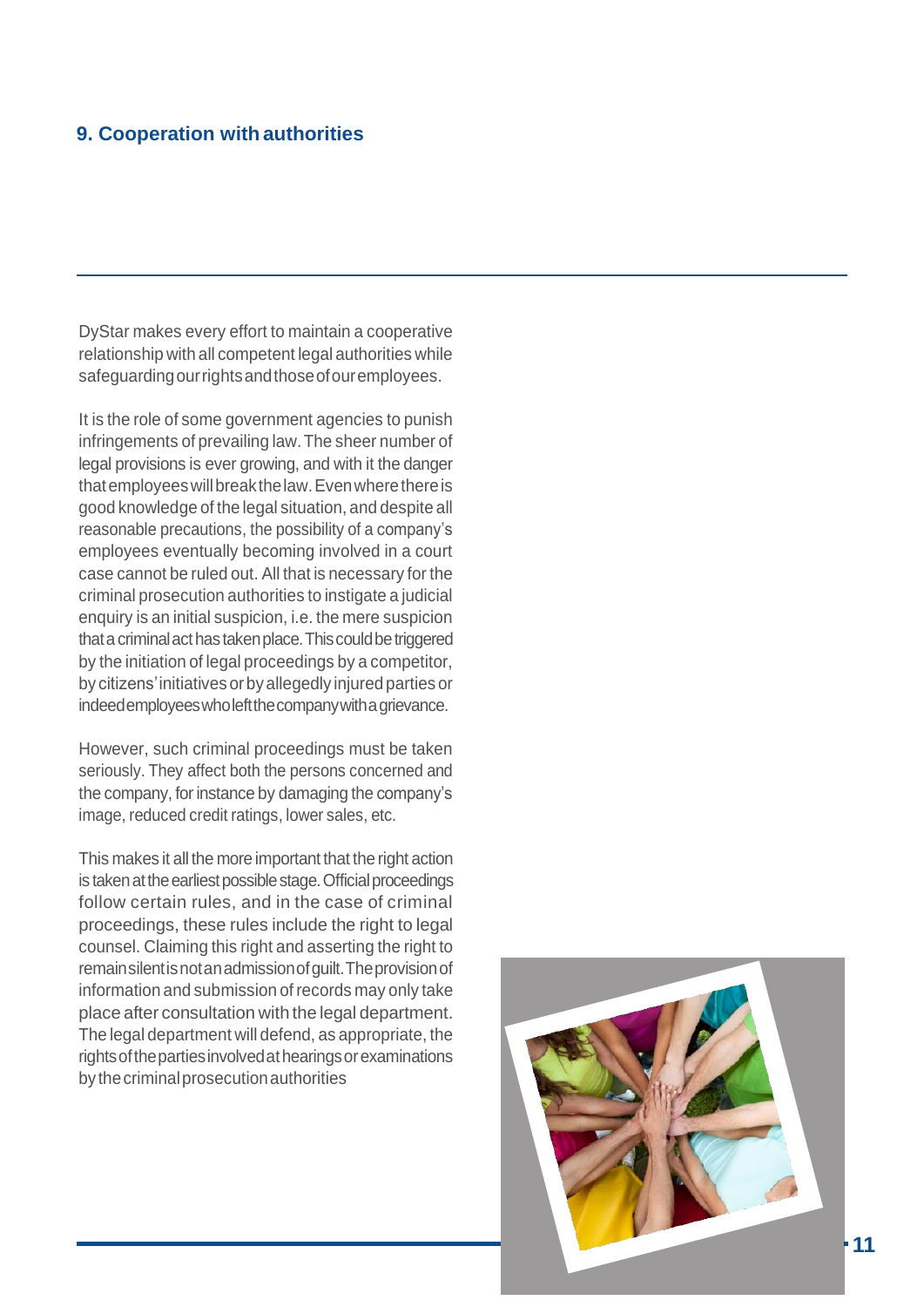## 9. Cooperation with authorities

DyStar makes every effort to maintain a cooperative relationship with all competent legal authorities while safeguarding our rights and those of our employees.

It is the role of some government agencies to punish infringements of prevailing law. The sheer number of legal provisions is ever growing, and with it the danger that employees will break the law. Even where there is good knowledge of the legal situation, and despite all reasonable precautions, the possibility of a company's employees eventually becoming involved in a court case cannot be ruled out. All that is necessary for the criminal prosecution authorities to instigate a judicial enquiry is an initial suspicion, i.e. the mere suspicion that a criminal act has taken place. This could be triggered by the initiation of legal proceedings by a competitor, by citizens' initiatives or by allegedly injured parties or indeed employees who left the company with a grievance.

However, such criminal proceedings must be taken seriously. They affect both the persons concerned and the company, for instance by damaging the company's image, reduced credit ratings, lower sales, etc.

This makes it all the more important that the right action is taken at the earliest possible stage. Official proceedings follow certain rules, and in the case of criminal proceedings, these rules include the right to legal counsel. Claiming this right and asserting the right to remain silent is not an admission of guilt. The provision of information and submission of records may only take place after consultation with the legal department. The legal department will defend, as appropriate, the rights of the parties involved at hearings or examinations by the criminal prosecution authorities